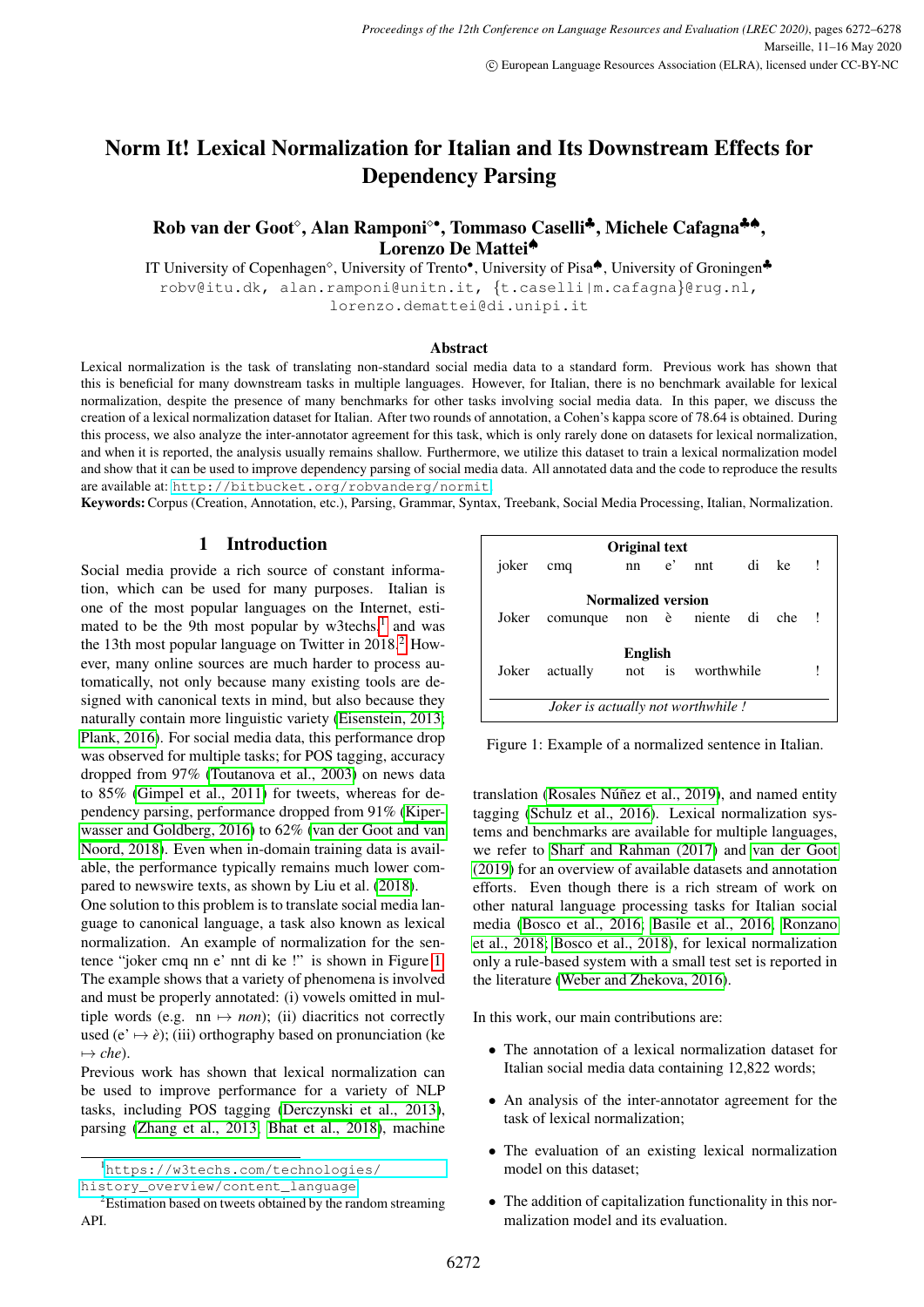# Norm It! Lexical Normalization for Italian and Its Downstream Effects for Dependency Parsing

**Rob van der Goot**[◇], **Alan Ramponi**[◇•], **Tommaso Caselli**[♣], **Michele Cafagna**[♣♠], **Lorenzo De Mattei**[♠]

IT University of Copenhagen[◇], University of Trento[•], University of Pisa[♠], University of Groningen[♣]

robv@itu.dk, alan.ramponi@unitn.it, {t.caselli|m.cafagna}@rug.nl, lorenzo.demattei@di.unipi.it

## Abstract

Lexical normalization is the task of translating non-standard social media data to a standard form. Previous work has shown that this is beneficial for many downstream tasks in multiple languages. However, for Italian, there is no benchmark available for lexical normalization, despite the presence of many benchmarks for other tasks involving social media data. In this paper, we discuss the creation of a lexical normalization dataset for Italian. After two rounds of annotation, a Cohen's kappa score of 78.64 is obtained. During this process, we also analyze the inter-annotator agreement for this task, which is only rarely done on datasets for lexical normalization, and when it is reported, the analysis usually remains shallow. Furthermore, we utilize this dataset to train a lexical normalization model and show that it can be used to improve dependency parsing of social media data. All annotated data and the code to reproduce the results are available at: http://bitbucket.org/robvanderg/normit.

**Keywords:** Corpus (Creation, Annotation, etc.), Parsing, Grammar, Syntax, Treebank, Social Media Processing, Italian, Normalization.

## 1 Introduction

Social media provide a rich source of constant information, which can be used for many purposes. Italian is one of the most popular languages on the Internet, estimated to be the 9th most popular by w3techs,[1] and was the 13th most popular language on Twitter in 2018.[2] However, many online sources are much harder to process automatically, not only because many existing tools are designed with canonical texts in mind, but also because they naturally contain more linguistic variety (Eisenstein, 2013; Plank, 2016). For social media data, this performance drop was observed for multiple tasks; for POS tagging, accuracy dropped from 97% (Toutanova et al., 2003) on news data to 85% (Gimpel et al., 2011) for tweets, whereas for dependency parsing, performance dropped from 91% (Kiperwasser and Goldberg, 2016) to 62% (van der Goot and van Noord, 2018). Even when in-domain training data is available, the performance typically remains much lower compared to newswire texts, as shown by Liu et al. (2018).

One solution to this problem is to translate social media language to canonical language, a task also known as lexical normalization. An example of normalization for the sentence "joker cmq nn e' nnt di ke !" is shown in Figure 1. The example shows that a variety of phenomena is involved and must be properly annotated: (i) vowels omitted in multiple words (e.g. nn ↦ *non*); (ii) diacritics not correctly used (e' ↦ *è*); (iii) orthography based on pronunciation (ke ↦ *che*).

| | | | | | | | |
|---|---|---|---|---|---|---|---|
| **Original text** | | | | | | | |
| joker | cmq | nn | e' | nnt | di | ke | ! |
| **Normalized version** | | | | | | | |
| Joker | comunque | non | è | niente | di | che | ! |
| **English** | | | | | | | |
| Joker | actually | not | is | worthwhile | | | ! |

*Joker is actually not worthwhile !*

Figure 1: Example of a normalized sentence in Italian.

Previous work has shown that lexical normalization can be used to improve performance for a variety of NLP tasks, including POS tagging (Derczynski et al., 2013), parsing (Zhang et al., 2013; Bhat et al., 2018), machine translation (Rosales Núñez et al., 2019), and named entity tagging (Schulz et al., 2016). Lexical normalization systems and benchmarks are available for multiple languages, we refer to Sharf and Rahman (2017) and van der Goot (2019) for an overview of available datasets and annotation efforts. Even though there is a rich stream of work on other natural language processing tasks for Italian social media (Bosco et al., 2016; Basile et al., 2016; Ronzano et al., 2018; Bosco et al., 2018), for lexical normalization only a rule-based system with a small test set is reported in the literature (Weber and Zhekova, 2016).

In this work, our main contributions are:

- The annotation of a lexical normalization dataset for Italian social media data containing 12,822 words;
- An analysis of the inter-annotator agreement for the task of lexical normalization;
- The evaluation of an existing lexical normalization model on this dataset;
- The addition of capitalization functionality in this normalization model and its evaluation.

[1] https://w3techs.com/technologies/history_overview/content_language

[2] Estimation based on tweets obtained by the random streaming API.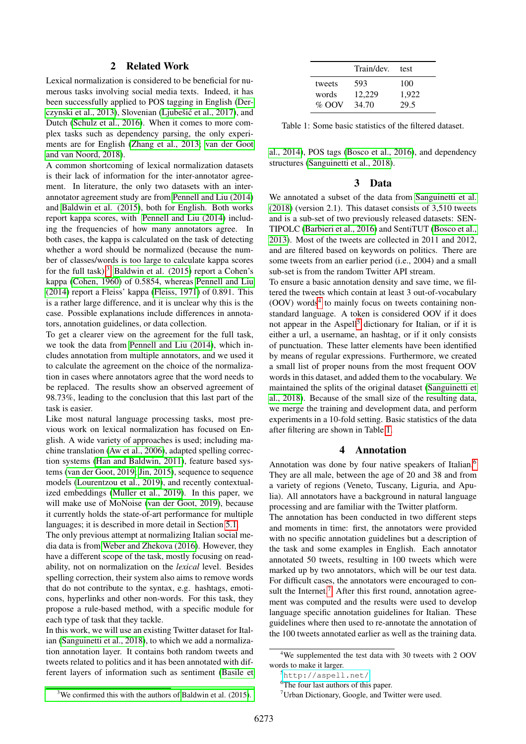## 2 Related Work

Lexical normalization is considered to be beneficial for numerous tasks involving social media texts. Indeed, it has been successfully applied to POS tagging in English (Derczynski et al., 2013), Slovenian (Ljubešić et al., 2017), and Dutch (Schulz et al., 2016). When it comes to more complex tasks such as dependency parsing, the only experiments are for English (Zhang et al., 2013; van der Goot and van Noord, 2018).

A common shortcoming of lexical normalization datasets is their lack of information for the inter-annotator agreement. In literature, the only two datasets with an inter-annotator agreement study are from Pennell and Liu (2014) and Baldwin et al. (2015), both for English. Both works report kappa scores, with Pennell and Liu (2014) including the frequencies of how many annotators agree. In both cases, the kappa is calculated on the task of detecting whether a word should be normalized (because the number of classes/words is too large to calculate kappa scores for the full task).[3] Baldwin et al. (2015) report a Cohen's kappa (Cohen, 1960) of 0.5854, whereas Pennell and Liu (2014) report a Fleiss' kappa (Fleiss, 1971) of 0.891. This is a rather large difference, and it is unclear why this is the case. Possible explanations include differences in annotators, annotation guidelines, or data collection.

To get a clearer view on the agreement for the full task, we took the data from Pennell and Liu (2014), which includes annotation from multiple annotators, and we used it to calculate the agreement on the choice of the normalization in cases where annotators agree that the word needs to be replaced. The results show an observed agreement of 98.73%, leading to the conclusion that this last part of the task is easier.

Like most natural language processing tasks, most previous work on lexical normalization has focused on English. A wide variety of approaches is used; including machine translation (Aw et al., 2006), adapted spelling correction systems (Han and Baldwin, 2011), feature based systems (van der Goot, 2019; Jin, 2015), sequence to sequence models (Lourentzou et al., 2019), and recently contextualized embeddings (Muller et al., 2019). In this paper, we will make use of MoNoise (van der Goot, 2019), because it currently holds the state-of-art performance for multiple languages; it is described in more detail in Section 5.1.

The only previous attempt at normalizing Italian social media data is from Weber and Zhekova (2016). However, they have a different scope of the task, mostly focusing on readability, not on normalization on the *lexical* level. Besides spelling correction, their system also aims to remove words that do not contribute to the syntax, e.g. hashtags, emoticons, hyperlinks and other non-words. For this task, they propose a rule-based method, with a specific module for each type of task that they tackle.

In this work, we will use an existing Twitter dataset for Italian (Sanguinetti et al., 2018), to which we add a normalization annotation layer. It contains both random tweets and tweets related to politics and it has been annotated with different layers of information such as sentiment (Basile et al., 2014), POS tags (Bosco et al., 2016), and dependency structures (Sanguinetti et al., 2018).

|  | Train/dev. | test |
|---|---|---|
| tweets | 593 | 100 |
| words | 12,229 | 1,922 |
| % OOV | 34.70 | 29.5 |

Table 1: Some basic statistics of the filtered dataset.

## 3 Data

We annotated a subset of the data from Sanguinetti et al. (2018) (version 2.1). This dataset consists of 3,510 tweets and is a sub-set of two previously released datasets: SENTIPOLC (Barbieri et al., 2016) and SentiTUT (Bosco et al., 2013). Most of the tweets are collected in 2011 and 2012, and are filtered based on keywords on politics. There are some tweets from an earlier period (i.e., 2004) and a small sub-set is from the random Twitter API stream.

To ensure a basic annotation density and save time, we filtered the tweets which contain at least 3 out-of-vocabulary (OOV) words[4] to mainly focus on tweets containing non-standard language. A token is considered OOV if it does not appear in the Aspell[5] dictionary for Italian, or if it is either a url, a username, an hashtag, or if it only consists of punctuation. These latter elements have been identified by means of regular expressions. Furthermore, we created a small list of proper nouns from the most frequent OOV words in this dataset, and added them to the vocabulary. We maintained the splits of the original dataset (Sanguinetti et al., 2018). Because of the small size of the resulting data, we merge the training and development data, and perform experiments in a 10-fold setting. Basic statistics of the data after filtering are shown in Table 1.

## 4 Annotation

Annotation was done by four native speakers of Italian.[6] They are all male, between the age of 20 and 38 and from a variety of regions (Veneto, Tuscany, Liguria, and Apulia). All annotators have a background in natural language processing and are familiar with the Twitter platform.

The annotation has been conducted in two different steps and moments in time: first, the annotators were provided with no specific annotation guidelines but a description of the task and some examples in English. Each annotator annotated 50 tweets, resulting in 100 tweets which were marked up by two annotators, which will be our test data. For difficult cases, the annotators were encouraged to consult the Internet.[7] After this first round, annotation agreement was computed and the results were used to develop language specific annotation guidelines for Italian. These guidelines where then used to re-annotate the annotation of the 100 tweets annotated earlier as well as the training data.

---

[3] We confirmed this with the authors of Baldwin et al. (2015).

[4] We supplemented the test data with 30 tweets with 2 OOV words to make it larger.

[5] http://aspell.net/

[6] The four last authors of this paper.

[7] Urban Dictionary, Google, and Twitter were used.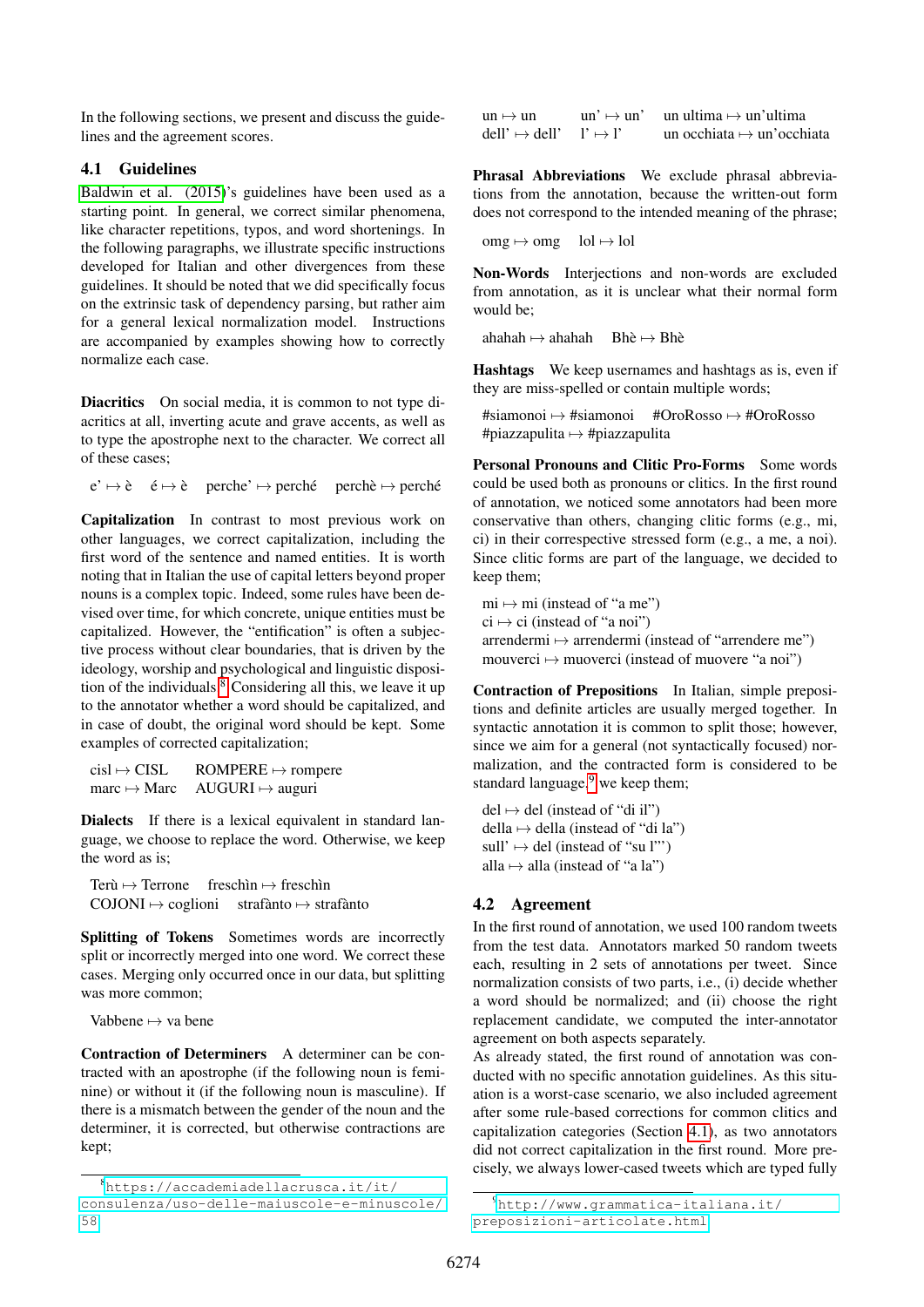In the following sections, we present and discuss the guidelines and the agreement scores.

## 4.1 Guidelines

Baldwin et al. (2015)'s guidelines have been used as a starting point. In general, we correct similar phenomena, like character repetitions, typos, and word shortenings. In the following paragraphs, we illustrate specific instructions developed for Italian and other divergences from these guidelines. It should be noted that we did specifically focus on the extrinsic task of dependency parsing, but rather aim for a general lexical normalization model. Instructions are accompanied by examples showing how to correctly normalize each case.

**Diacritics** On social media, it is common to not type diacritics at all, inverting acute and grave accents, as well as to type the apostrophe next to the character. We correct all of these cases;

e' ↦ è   é ↦ è   perche' ↦ perché   perchè ↦ perché

**Capitalization** In contrast to most previous work on other languages, we correct capitalization, including the first word of the sentence and named entities. It is worth noting that in Italian the use of capital letters beyond proper nouns is a complex topic. Indeed, some rules have been devised over time, for which concrete, unique entities must be capitalized. However, the "entification" is often a subjective process without clear boundaries, that is driven by the ideology, worship and psychological and linguistic disposition of the individuals.[8] Considering all this, we leave it up to the annotator whether a word should be capitalized, and in case of doubt, the original word should be kept. Some examples of corrected capitalization;

cisl ↦ CISL   ROMPERE ↦ rompere
marc ↦ Marc   AUGURI ↦ auguri

**Dialects** If there is a lexical equivalent in standard language, we choose to replace the word. Otherwise, we keep the word as is;

Terù ↦ Terrone   freschìn ↦ freschìn
COJONI ↦ coglioni   strafànto ↦ strafànto

**Splitting of Tokens** Sometimes words are incorrectly split or incorrectly merged into one word. We correct these cases. Merging only occurred once in our data, but splitting was more common;

Vabbene ↦ va bene

**Contraction of Determiners** A determiner can be contracted with an apostrophe (if the following noun is feminine) or without it (if the following noun is masculine). If there is a mismatch between the gender of the noun and the determiner, it is corrected, but otherwise contractions are kept;

un ↦ un   un' ↦ un'   un ultima ↦ un'ultima
dell' ↦ dell'   l' ↦ l'   un occhiata ↦ un'occhiata

**Phrasal Abbreviations** We exclude phrasal abbreviations from the annotation, because the written-out form does not correspond to the intended meaning of the phrase;

omg ↦ omg   lol ↦ lol

**Non-Words** Interjections and non-words are excluded from annotation, as it is unclear what their normal form would be;

ahahah ↦ ahahah   Bhè ↦ Bhè

**Hashtags** We keep usernames and hashtags as is, even if they are miss-spelled or contain multiple words;

#siamonoi ↦ #siamonoi   #OroRosso ↦ #OroRosso
#piazzapulita ↦ #piazzapulita

**Personal Pronouns and Clitic Pro-Forms** Some words could be used both as pronouns or clitics. In the first round of annotation, we noticed some annotators had been more conservative than others, changing clitic forms (e.g., mi, ci) in their correspective stressed form (e.g., a me, a noi). Since clitic forms are part of the language, we decided to keep them;

mi ↦ mi (instead of "a me")
ci ↦ ci (instead of "a noi")
arrendermi ↦ arrendermi (instead of "arrendere me")
mouverci ↦ muoverci (instead of muovere "a noi")

**Contraction of Prepositions** In Italian, simple prepositions and definite articles are usually merged together. In syntactic annotation it is common to split those; however, since we aim for a general (not syntactically focused) normalization, and the contracted form is considered to be standard language,[9] we keep them;

del ↦ del (instead of "di il")
della ↦ della (instead of "di la")
sull' ↦ del (instead of "su l'")
alla ↦ alla (instead of "a la")

## 4.2 Agreement

In the first round of annotation, we used 100 random tweets from the test data. Annotators marked 50 random tweets each, resulting in 2 sets of annotations per tweet. Since normalization consists of two parts, i.e., (i) decide whether a word should be normalized; and (ii) choose the right replacement candidate, we computed the inter-annotator agreement on both aspects separately.
As already stated, the first round of annotation was conducted with no specific annotation guidelines. As this situation is a worst-case scenario, we also included agreement after some rule-based corrections for common clitics and capitalization categories (Section 4.1), as two annotators did not correct capitalization in the first round. More precisely, we always lower-cased tweets which are typed fully

[8] https://accademiadellacrusca.it/it/consulenza/uso-delle-maiuscole-e-minuscole/58

[9] http://www.grammatica-italiana.it/preposizioni-articolate.html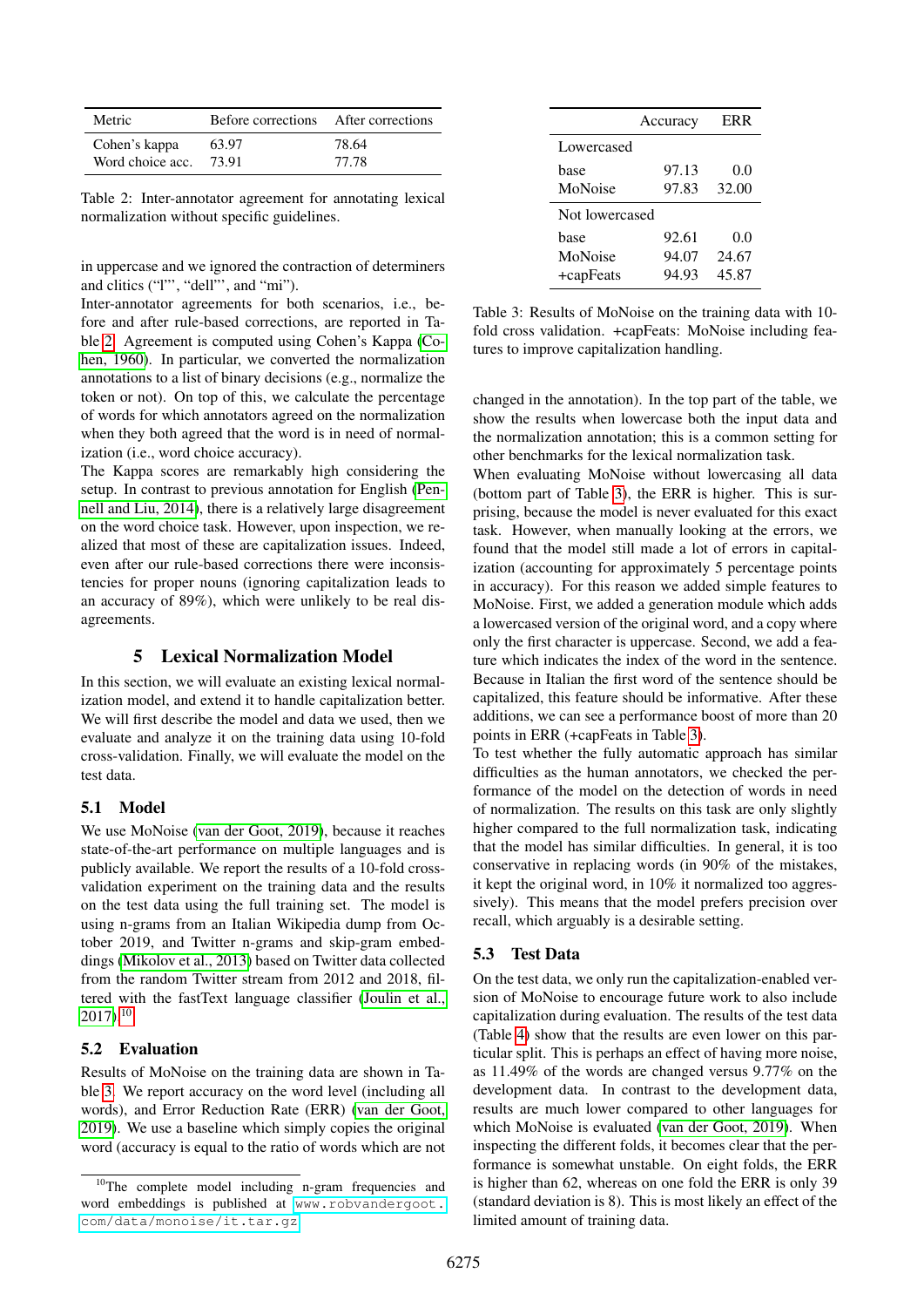| Metric | Before corrections | After corrections |
| --- | --- | --- |
| Cohen's kappa | 63.97 | 78.64 |
| Word choice acc. | 73.91 | 77.78 |

Table 2: Inter-annotator agreement for annotating lexical normalization without specific guidelines.

in uppercase and we ignored the contraction of determiners and clitics ("l'", "dell'", and "mi").

Inter-annotator agreements for both scenarios, i.e., before and after rule-based corrections, are reported in Table 2. Agreement is computed using Cohen's Kappa (Cohen, 1960). In particular, we converted the normalization annotations to a list of binary decisions (e.g., normalize the token or not). On top of this, we calculate the percentage of words for which annotators agreed on the normalization when they both agreed that the word is in need of normalization (i.e., word choice accuracy).

The Kappa scores are remarkably high considering the setup. In contrast to previous annotation for English (Pennell and Liu, 2014), there is a relatively large disagreement on the word choice task. However, upon inspection, we realized that most of these are capitalization issues. Indeed, even after our rule-based corrections there were inconsistencies for proper nouns (ignoring capitalization leads to an accuracy of 89%), which were unlikely to be real disagreements.

## 5 Lexical Normalization Model

In this section, we will evaluate an existing lexical normalization model, and extend it to handle capitalization better. We will first describe the model and data we used, then we evaluate and analyze it on the training data using 10-fold cross-validation. Finally, we will evaluate the model on the test data.

### 5.1 Model

We use MoNoise (van der Goot, 2019), because it reaches state-of-the-art performance on multiple languages and is publicly available. We report the results of a 10-fold cross-validation experiment on the training data and the results on the test data using the full training set. The model is using n-grams from an Italian Wikipedia dump from October 2019, and Twitter n-grams and skip-gram embeddings (Mikolov et al., 2013) based on Twitter data collected from the random Twitter stream from 2012 and 2018, filtered with the fastText language classifier (Joulin et al., 2017).[10]

### 5.2 Evaluation

Results of MoNoise on the training data are shown in Table 3. We report accuracy on the word level (including all words), and Error Reduction Rate (ERR) (van der Goot, 2019). We use a baseline which simply copies the original word (accuracy is equal to the ratio of words which are not changed in the annotation). In the top part of the table, we show the results when lowercase both the input data and the normalization annotation; this is a common setting for other benchmarks for the lexical normalization task.

|  | Accuracy | ERR |
| --- | --- | --- |
| Lowercased | | |
| base | 97.13 | 0.0 |
| MoNoise | 97.83 | 32.00 |
| Not lowercased | | |
| base | 92.61 | 0.0 |
| MoNoise | 94.07 | 24.67 |
| +capFeats | 94.93 | 45.87 |

Table 3: Results of MoNoise on the training data with 10-fold cross validation. +capFeats: MoNoise including features to improve capitalization handling.

When evaluating MoNoise without lowercasing all data (bottom part of Table 3), the ERR is higher. This is surprising, because the model is never evaluated for this exact task. However, when manually looking at the errors, we found that the model still made a lot of errors in capitalization (accounting for approximately 5 percentage points in accuracy). For this reason we added simple features to MoNoise. First, we added a generation module which adds a lowercased version of the original word, and a copy where only the first character is uppercase. Second, we add a feature which indicates the index of the word in the sentence. Because in Italian the first word of the sentence should be capitalized, this feature should be informative. After these additions, we can see a performance boost of more than 20 points in ERR (+capFeats in Table 3).

To test whether the fully automatic approach has similar difficulties as the human annotators, we checked the performance of the model on the detection of words in need of normalization. The results on this task are only slightly higher compared to the full normalization task, indicating that the model has similar difficulties. In general, it is too conservative in replacing words (in 90% of the mistakes, it kept the original word, in 10% it normalized too aggressively). This means that the model prefers precision over recall, which arguably is a desirable setting.

### 5.3 Test Data

On the test data, we only run the capitalization-enabled version of MoNoise to encourage future work to also include capitalization during evaluation. The results of the test data (Table 4) show that the results are even lower on this particular split. This is perhaps an effect of having more noise, as 11.49% of the words are changed versus 9.77% on the development data. In contrast to the development data, results are much lower compared to other languages for which MoNoise is evaluated (van der Goot, 2019). When inspecting the different folds, it becomes clear that the performance is somewhat unstable. On eight folds, the ERR is higher than 62, whereas on one fold the ERR is only 39 (standard deviation is 8). This is most likely an effect of the limited amount of training data.

[10] The complete model including n-gram frequencies and word embeddings is published at www.robvandergoot.com/data/monoise/it.tar.gz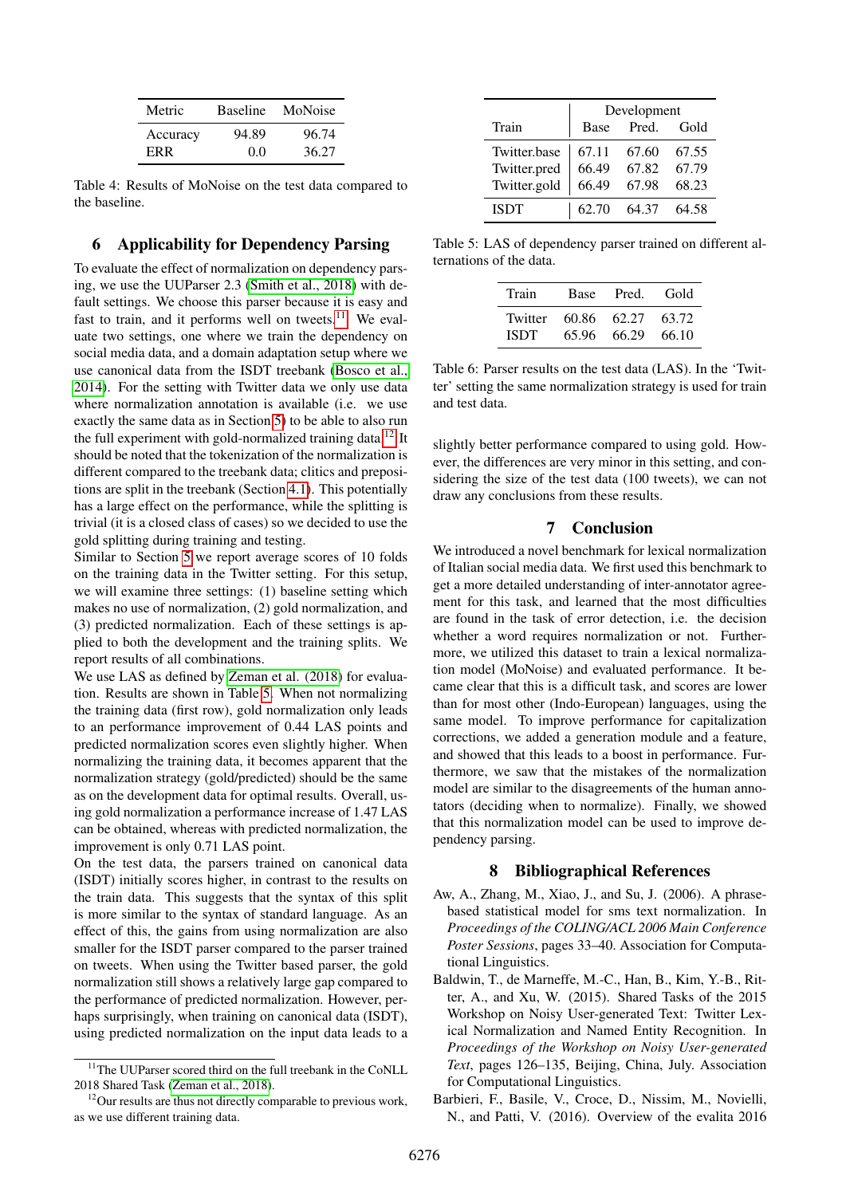| Metric | Baseline | MoNoise |
|---|---|---|
| Accuracy | 94.89 | 96.74 |
| ERR | 0.0 | 36.27 |

Table 4: Results of MoNoise on the test data compared to the baseline.

## 6 Applicability for Dependency Parsing

To evaluate the effect of normalization on dependency parsing, we use the UUParser 2.3 (Smith et al., 2018) with default settings. We choose this parser because it is easy and fast to train, and it performs well on tweets.[11] We evaluate two settings, one where we train the dependency on social media data, and a domain adaptation setup where we use canonical data from the ISDT treebank (Bosco et al., 2014). For the setting with Twitter data we only use data where normalization annotation is available (i.e. we use exactly the same data as in Section 5) to be able to also run the full experiment with gold-normalized training data.[12] It should be noted that the tokenization of the normalization is different compared to the treebank data; clitics and prepositions are split in the treebank (Section 4.1). This potentially has a large effect on the performance, while the splitting is trivial (it is a closed class of cases) so we decided to use the gold splitting during training and testing.

Similar to Section 5 we report average scores of 10 folds on the training data in the Twitter setting. For this setup, we will examine three settings: (1) baseline setting which makes no use of normalization, (2) gold normalization, and (3) predicted normalization. Each of these settings is applied to both the development and the training splits. We report results of all combinations.

We use LAS as defined by Zeman et al. (2018) for evaluation. Results are shown in Table 5. When not normalizing the training data (first row), gold normalization only leads to an performance improvement of 0.44 LAS points and predicted normalization scores even slightly higher. When normalizing the training data, it becomes apparent that the normalization strategy (gold/predicted) should be the same as on the development data for optimal results. Overall, using gold normalization a performance increase of 1.47 LAS can be obtained, whereas with predicted normalization, the improvement is only 0.71 LAS point.

On the test data, the parsers trained on canonical data (ISDT) initially scores higher, in contrast to the results on the train data. This suggests that the syntax of this split is more similar to the syntax of standard language. As an effect of this, the gains from using normalization are also smaller for the ISDT parser compared to the parser trained on tweets. When using the Twitter based parser, the gold normalization still shows a relatively large gap compared to the performance of predicted normalization. However, perhaps surprisingly, when training on canonical data (ISDT), using predicted normalization on the input data leads to a slightly better performance compared to using gold. However, the differences are very minor in this setting, and considering the size of the test data (100 tweets), we can not draw any conclusions from these results.

[11] The UUParser scored third on the full treebank in the CoNLL 2018 Shared Task (Zeman et al., 2018).

[12] Our results are thus not directly comparable to previous work, as we use different training data.

| Train | Development | | |
|---|---|---|---|
| | Base | Pred. | Gold |
| Twitter.base | 67.11 | 67.60 | 67.55 |
| Twitter.pred | 66.49 | 67.82 | 67.79 |
| Twitter.gold | 66.49 | 67.98 | 68.23 |
| ISDT | 62.70 | 64.37 | 64.58 |

Table 5: LAS of dependency parser trained on different alternations of the data.

| Train | Base | Pred. | Gold |
|---|---|---|---|
| Twitter | 60.86 | 62.27 | 63.72 |
| ISDT | 65.96 | 66.29 | 66.10 |

Table 6: Parser results on the test data (LAS). In the 'Twitter' setting the same normalization strategy is used for train and test data.

## 7 Conclusion

We introduced a novel benchmark for lexical normalization of Italian social media data. We first used this benchmark to get a more detailed understanding of inter-annotator agreement for this task, and learned that the most difficulties are found in the task of error detection, i.e. the decision whether a word requires normalization or not. Furthermore, we utilized this dataset to train a lexical normalization model (MoNoise) and evaluated performance. It became clear that this is a difficult task, and scores are lower than for most other (Indo-European) languages, using the same model. To improve performance for capitalization corrections, we added a generation module and a feature, and showed that this leads to a boost in performance. Furthermore, we saw that the mistakes of the normalization model are similar to the disagreements of the human annotators (deciding when to normalize). Finally, we showed that this normalization model can be used to improve dependency parsing.

## 8 Bibliographical References

Aw, A., Zhang, M., Xiao, J., and Su, J. (2006). A phrase-based statistical model for sms text normalization. In *Proceedings of the COLING/ACL 2006 Main Conference Poster Sessions*, pages 33–40. Association for Computational Linguistics.

Baldwin, T., de Marneffe, M.-C., Han, B., Kim, Y.-B., Ritter, A., and Xu, W. (2015). Shared Tasks of the 2015 Workshop on Noisy User-generated Text: Twitter Lexical Normalization and Named Entity Recognition. In *Proceedings of the Workshop on Noisy User-generated Text*, pages 126–135, Beijing, China, July. Association for Computational Linguistics.

Barbieri, F., Basile, V., Croce, D., Nissim, M., Novielli, N., and Patti, V. (2016). Overview of the evalita 2016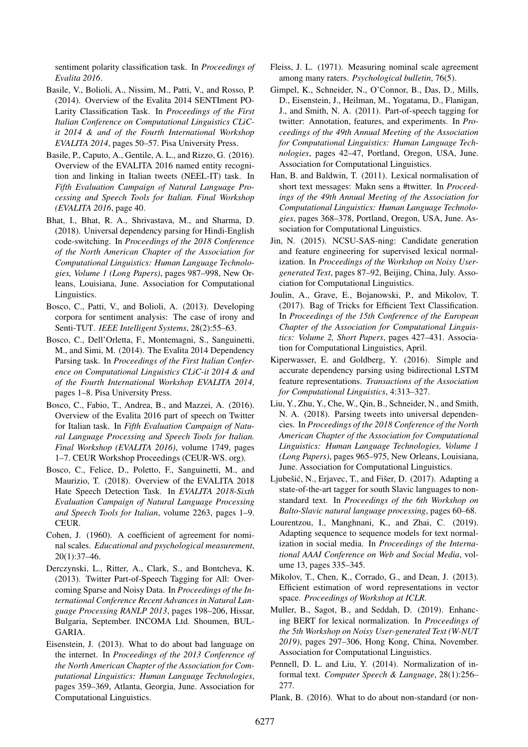sentiment polarity classification task. In *Proceedings of Evalita 2016*.

Basile, V., Bolioli, A., Nissim, M., Patti, V., and Rosso, P. (2014). Overview of the Evalita 2014 SENTIment POLarity Classification Task. In *Proceedings of the First Italian Conference on Computational Linguistics CLiC-it 2014 & and of the Fourth International Workshop EVALITA 2014*, pages 50–57. Pisa University Press.

Basile, P., Caputo, A., Gentile, A. L., and Rizzo, G. (2016). Overview of the EVALITA 2016 named entity recognition and linking in Italian tweets (NEEL-IT) task. In *Fifth Evaluation Campaign of Natural Language Processing and Speech Tools for Italian. Final Workshop (EVALITA 2016*, page 40.

Bhat, I., Bhat, R. A., Shrivastava, M., and Sharma, D. (2018). Universal dependency parsing for Hindi-English code-switching. In *Proceedings of the 2018 Conference of the North American Chapter of the Association for Computational Linguistics: Human Language Technologies, Volume 1 (Long Papers)*, pages 987–998, New Orleans, Louisiana, June. Association for Computational Linguistics.

Bosco, C., Patti, V., and Bolioli, A. (2013). Developing corpora for sentiment analysis: The case of irony and Senti-TUT. *IEEE Intelligent Systems*, 28(2):55–63.

Bosco, C., Dell'Orletta, F., Montemagni, S., Sanguinetti, M., and Simi, M. (2014). The Evalita 2014 Dependency Parsing task. In *Proceedings of the First Italian Conference on Computational Linguistics CLiC-it 2014 & and of the Fourth International Workshop EVALITA 2014*, pages 1–8. Pisa University Press.

Bosco, C., Fabio, T., Andrea, B., and Mazzei, A. (2016). Overview of the Evalita 2016 part of speech on Twitter for Italian task. In *Fifth Evaluation Campaign of Natural Language Processing and Speech Tools for Italian. Final Workshop (EVALITA 2016)*, volume 1749, pages 1–7. CEUR Workshop Proceedings (CEUR-WS. org).

Bosco, C., Felice, D., Poletto, F., Sanguinetti, M., and Maurizio, T. (2018). Overview of the EVALITA 2018 Hate Speech Detection Task. In *EVALITA 2018-Sixth Evaluation Campaign of Natural Language Processing and Speech Tools for Italian*, volume 2263, pages 1–9. CEUR.

Cohen, J. (1960). A coefficient of agreement for nominal scales. *Educational and psychological measurement*, 20(1):37–46.

Derczynski, L., Ritter, A., Clark, S., and Bontcheva, K. (2013). Twitter Part-of-Speech Tagging for All: Overcoming Sparse and Noisy Data. In *Proceedings of the International Conference Recent Advances in Natural Language Processing RANLP 2013*, pages 198–206, Hissar, Bulgaria, September. INCOMA Ltd. Shoumen, BULGARIA.

Eisenstein, J. (2013). What to do about bad language on the internet. In *Proceedings of the 2013 Conference of the North American Chapter of the Association for Computational Linguistics: Human Language Technologies*, pages 359–369, Atlanta, Georgia, June. Association for Computational Linguistics.

Fleiss, J. L. (1971). Measuring nominal scale agreement among many raters. *Psychological bulletin*, 76(5).

Gimpel, K., Schneider, N., O'Connor, B., Das, D., Mills, D., Eisenstein, J., Heilman, M., Yogatama, D., Flanigan, J., and Smith, N. A. (2011). Part-of-speech tagging for twitter: Annotation, features, and experiments. In *Proceedings of the 49th Annual Meeting of the Association for Computational Linguistics: Human Language Technologies*, pages 42–47, Portland, Oregon, USA, June. Association for Computational Linguistics.

Han, B. and Baldwin, T. (2011). Lexical normalisation of short text messages: Makn sens a #twitter. In *Proceedings of the 49th Annual Meeting of the Association for Computational Linguistics: Human Language Technologies*, pages 368–378, Portland, Oregon, USA, June. Association for Computational Linguistics.

Jin, N. (2015). NCSU-SAS-ning: Candidate generation and feature engineering for supervised lexical normalization. In *Proceedings of the Workshop on Noisy User-generated Text*, pages 87–92, Beijing, China, July. Association for Computational Linguistics.

Joulin, A., Grave, E., Bojanowski, P., and Mikolov, T. (2017). Bag of Tricks for Efficient Text Classification. In *Proceedings of the 15th Conference of the European Chapter of the Association for Computational Linguistics: Volume 2, Short Papers*, pages 427–431. Association for Computational Linguistics, April.

Kiperwasser, E. and Goldberg, Y. (2016). Simple and accurate dependency parsing using bidirectional LSTM feature representations. *Transactions of the Association for Computational Linguistics*, 4:313–327.

Liu, Y., Zhu, Y., Che, W., Qin, B., Schneider, N., and Smith, N. A. (2018). Parsing tweets into universal dependencies. In *Proceedings of the 2018 Conference of the North American Chapter of the Association for Computational Linguistics: Human Language Technologies, Volume 1 (Long Papers)*, pages 965–975, New Orleans, Louisiana, June. Association for Computational Linguistics.

Ljubešić, N., Erjavec, T., and Fišer, D. (2017). Adapting a state-of-the-art tagger for south Slavic languages to non-standard text. In *Proceedings of the 6th Workshop on Balto-Slavic natural language processing*, pages 60–68.

Lourentzou, I., Manghnani, K., and Zhai, C. (2019). Adapting sequence to sequence models for text normalization in social media. In *Proceedings of the International AAAI Conference on Web and Social Media*, volume 13, pages 335–345.

Mikolov, T., Chen, K., Corrado, G., and Dean, J. (2013). Efficient estimation of word representations in vector space. *Proceedings of Workshop at ICLR*.

Muller, B., Sagot, B., and Seddah, D. (2019). Enhancing BERT for lexical normalization. In *Proceedings of the 5th Workshop on Noisy User-generated Text (W-NUT 2019)*, pages 297–306, Hong Kong, China, November. Association for Computational Linguistics.

Pennell, D. L. and Liu, Y. (2014). Normalization of informal text. *Computer Speech & Language*, 28(1):256–277.

Plank, B. (2016). What to do about non-standard (or non-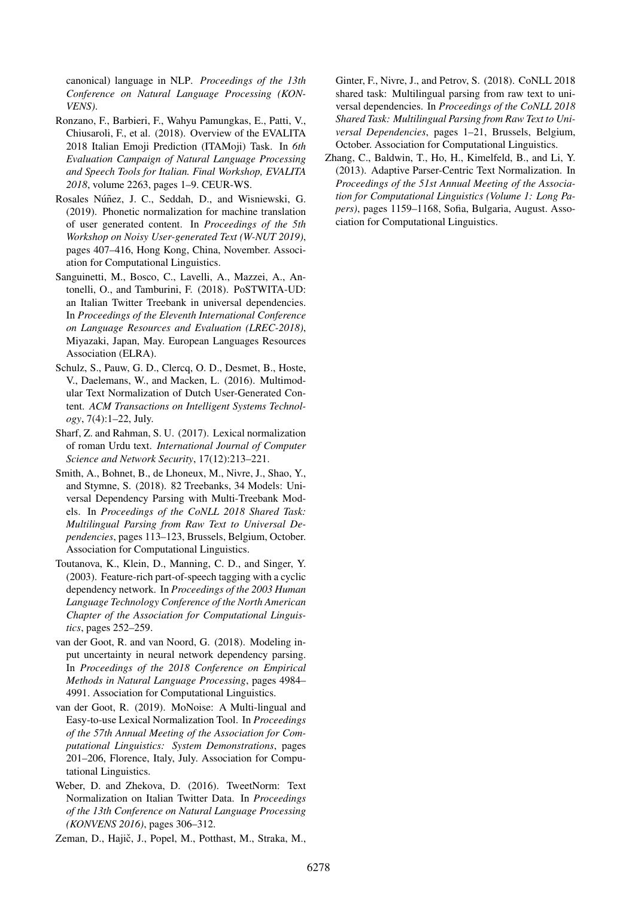canonical) language in NLP. *Proceedings of the 13th Conference on Natural Language Processing (KONVENS)*.

Ronzano, F., Barbieri, F., Wahyu Pamungkas, E., Patti, V., Chiusaroli, F., et al. (2018). Overview of the EVALITA 2018 Italian Emoji Prediction (ITAMoji) Task. In *6th Evaluation Campaign of Natural Language Processing and Speech Tools for Italian. Final Workshop, EVALITA 2018*, volume 2263, pages 1–9. CEUR-WS.

Rosales Núñez, J. C., Seddah, D., and Wisniewski, G. (2019). Phonetic normalization for machine translation of user generated content. In *Proceedings of the 5th Workshop on Noisy User-generated Text (W-NUT 2019)*, pages 407–416, Hong Kong, China, November. Association for Computational Linguistics.

Sanguinetti, M., Bosco, C., Lavelli, A., Mazzei, A., Antonelli, O., and Tamburini, F. (2018). PoSTWITA-UD: an Italian Twitter Treebank in universal dependencies. In *Proceedings of the Eleventh International Conference on Language Resources and Evaluation (LREC-2018)*, Miyazaki, Japan, May. European Languages Resources Association (ELRA).

Schulz, S., Pauw, G. D., Clercq, O. D., Desmet, B., Hoste, V., Daelemans, W., and Macken, L. (2016). Multimodular Text Normalization of Dutch User-Generated Content. *ACM Transactions on Intelligent Systems Technology*, 7(4):1–22, July.

Sharf, Z. and Rahman, S. U. (2017). Lexical normalization of roman Urdu text. *International Journal of Computer Science and Network Security*, 17(12):213–221.

Smith, A., Bohnet, B., de Lhoneux, M., Nivre, J., Shao, Y., and Stymne, S. (2018). 82 Treebanks, 34 Models: Universal Dependency Parsing with Multi-Treebank Models. In *Proceedings of the CoNLL 2018 Shared Task: Multilingual Parsing from Raw Text to Universal Dependencies*, pages 113–123, Brussels, Belgium, October. Association for Computational Linguistics.

Toutanova, K., Klein, D., Manning, C. D., and Singer, Y. (2003). Feature-rich part-of-speech tagging with a cyclic dependency network. In *Proceedings of the 2003 Human Language Technology Conference of the North American Chapter of the Association for Computational Linguistics*, pages 252–259.

van der Goot, R. and van Noord, G. (2018). Modeling input uncertainty in neural network dependency parsing. In *Proceedings of the 2018 Conference on Empirical Methods in Natural Language Processing*, pages 4984–4991. Association for Computational Linguistics.

van der Goot, R. (2019). MoNoise: A Multi-lingual and Easy-to-use Lexical Normalization Tool. In *Proceedings of the 57th Annual Meeting of the Association for Computational Linguistics: System Demonstrations*, pages 201–206, Florence, Italy, July. Association for Computational Linguistics.

Weber, D. and Zhekova, D. (2016). TweetNorm: Text Normalization on Italian Twitter Data. In *Proceedings of the 13th Conference on Natural Language Processing (KONVENS 2016)*, pages 306–312.

Zeman, D., Hajič, J., Popel, M., Potthast, M., Straka, M., Ginter, F., Nivre, J., and Petrov, S. (2018). CoNLL 2018 shared task: Multilingual parsing from raw text to universal dependencies. In *Proceedings of the CoNLL 2018 Shared Task: Multilingual Parsing from Raw Text to Universal Dependencies*, pages 1–21, Brussels, Belgium, October. Association for Computational Linguistics.

Zhang, C., Baldwin, T., Ho, H., Kimelfeld, B., and Li, Y. (2013). Adaptive Parser-Centric Text Normalization. In *Proceedings of the 51st Annual Meeting of the Association for Computational Linguistics (Volume 1: Long Papers)*, pages 1159–1168, Sofia, Bulgaria, August. Association for Computational Linguistics.